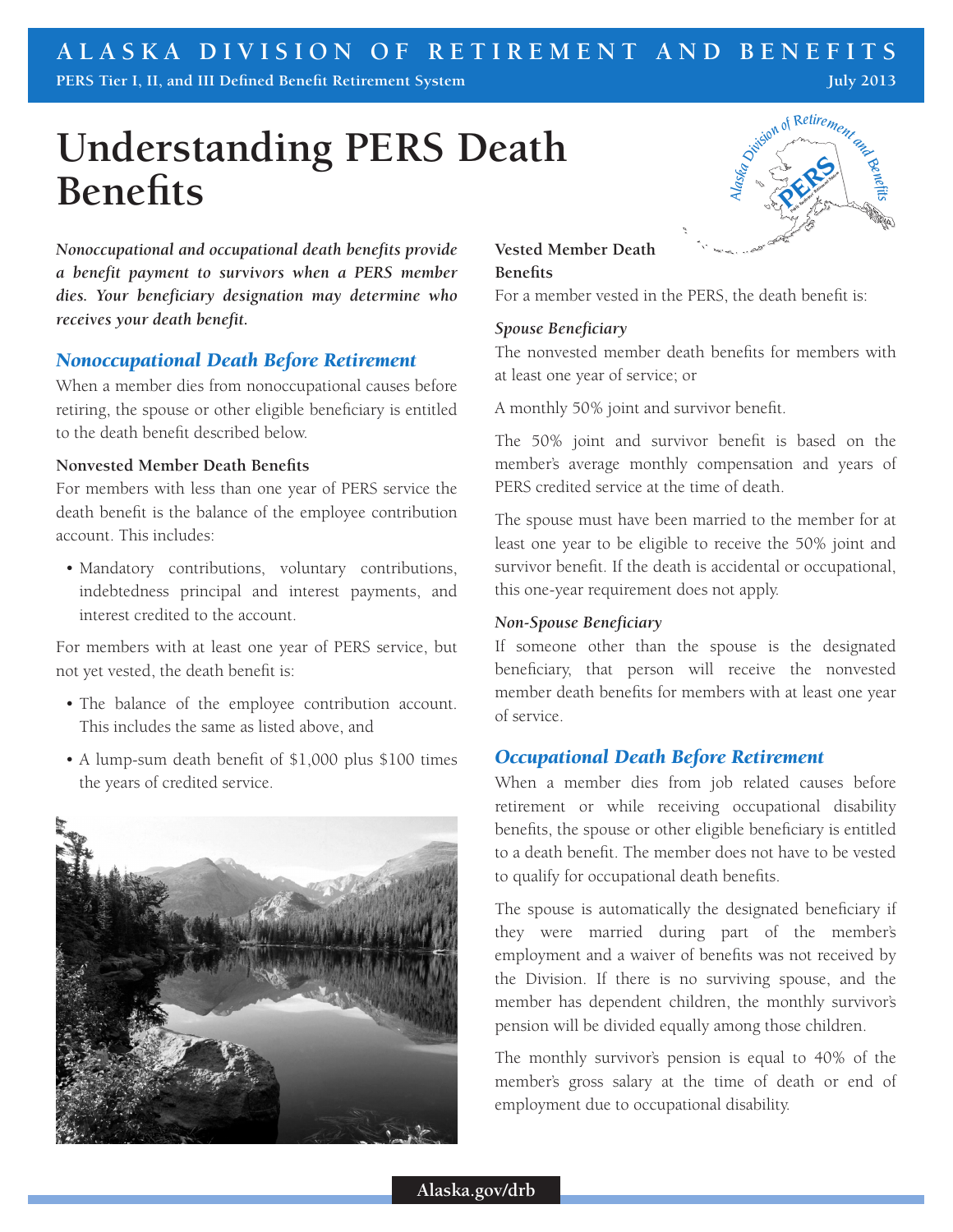# Understanding PERS Death Benefits

***Nonoccupational and occupational death benefits provide a benefit payment to survivors when a PERS member dies. Your beneficiary designation may determine who receives your death benefit.***

## *Nonoccupational Death Before Retirement*

When a member dies from nonoccupational causes before retiring, the spouse or other eligible beneficiary is entitled to the death benefit described below.

### Nonvested Member Death Benefits

For members with less than one year of PERS service the death benefit is the balance of the employee contribution account. This includes:

- Mandatory contributions, voluntary contributions, indebtedness principal and interest payments, and interest credited to the account.

For members with at least one year of PERS service, but not yet vested, the death benefit is:

- The balance of the employee contribution account. This includes the same as listed above, and
- A lump-sum death benefit of $1,000 plus $100 times the years of credited service.

### Vested Member Death Benefits

For a member vested in the PERS, the death benefit is:

***Spouse Beneficiary***

The nonvested member death benefits for members with at least one year of service; or

A monthly 50% joint and survivor benefit.

The 50% joint and survivor benefit is based on the member's average monthly compensation and years of PERS credited service at the time of death.

The spouse must have been married to the member for at least one year to be eligible to receive the 50% joint and survivor benefit. If the death is accidental or occupational, this one-year requirement does not apply.

***Non-Spouse Beneficiary***

If someone other than the spouse is the designated beneficiary, that person will receive the nonvested member death benefits for members with at least one year of service.

## *Occupational Death Before Retirement*

When a member dies from job related causes before retirement or while receiving occupational disability benefits, the spouse or other eligible beneficiary is entitled to a death benefit. The member does not have to be vested to qualify for occupational death benefits.

The spouse is automatically the designated beneficiary if they were married during part of the member's employment and a waiver of benefits was not received by the Division. If there is no surviving spouse, and the member has dependent children, the monthly survivor's pension will be divided equally among those children.

The monthly survivor's pension is equal to 40% of the member's gross salary at the time of death or end of employment due to occupational disability.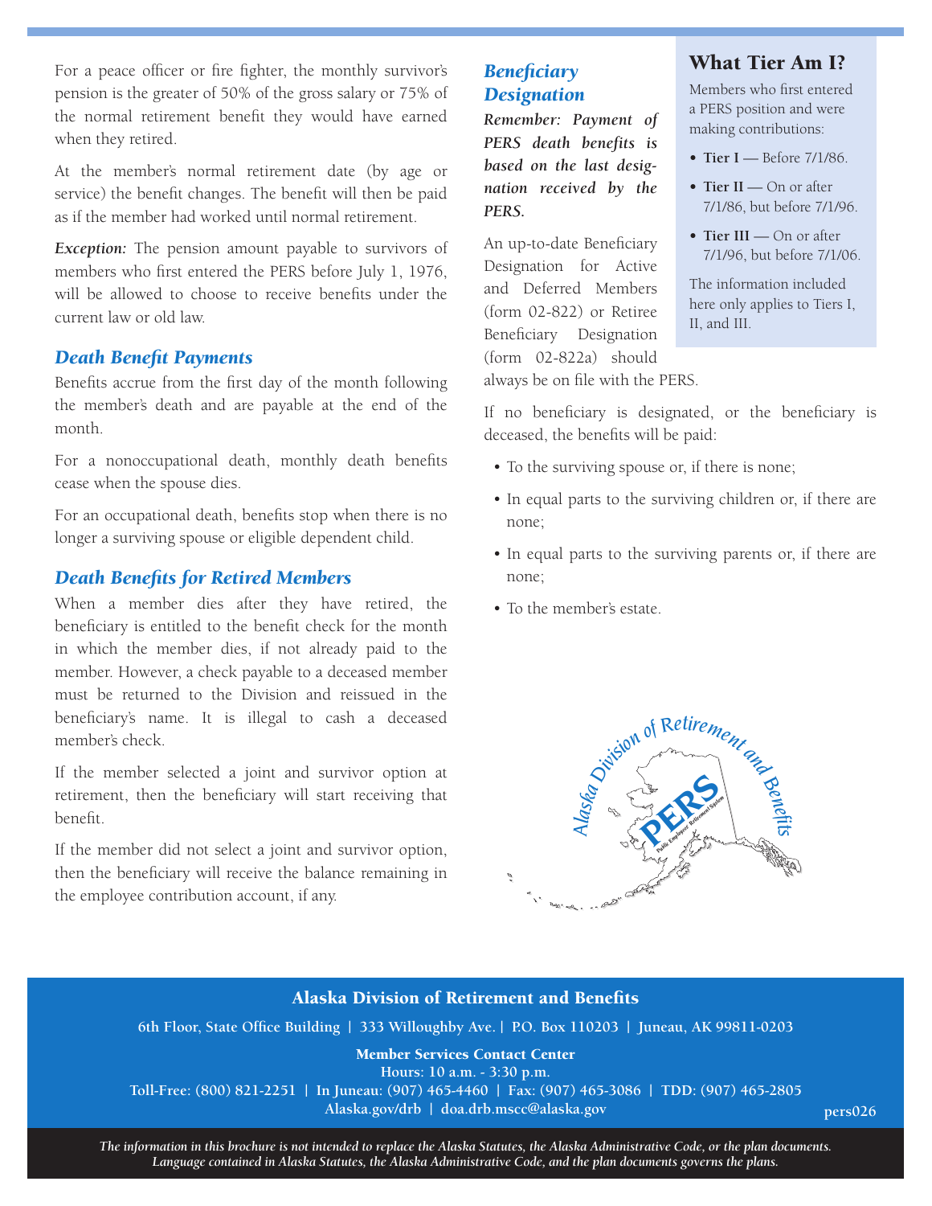For a peace officer or fire fighter, the monthly survivor's pension is the greater of 50% of the gross salary or 75% of the normal retirement benefit they would have earned when they retired.

At the member's normal retirement date (by age or service) the benefit changes. The benefit will then be paid as if the member had worked until normal retirement.

***Exception:*** The pension amount payable to survivors of members who first entered the PERS before July 1, 1976, will be allowed to choose to receive benefits under the current law or old law.

### *Death Benefit Payments*

Benefits accrue from the first day of the month following the member's death and are payable at the end of the month.

For a nonoccupational death, monthly death benefits cease when the spouse dies.

For an occupational death, benefits stop when there is no longer a surviving spouse or eligible dependent child.

### *Death Benefits for Retired Members*

When a member dies after they have retired, the beneficiary is entitled to the benefit check for the month in which the member dies, if not already paid to the member. However, a check payable to a deceased member must be returned to the Division and reissued in the beneficiary's name. It is illegal to cash a deceased member's check.

If the member selected a joint and survivor option at retirement, then the beneficiary will start receiving that benefit.

If the member did not select a joint and survivor option, then the beneficiary will receive the balance remaining in the employee contribution account, if any.

### *Beneficiary Designation*

***Remember: Payment of PERS death benefits is based on the last designation received by the PERS.***

An up-to-date Beneficiary Designation for Active and Deferred Members (form 02-822) or Retiree Beneficiary Designation (form 02-822a) should always be on file with the PERS.

If no beneficiary is designated, or the beneficiary is deceased, the benefits will be paid:

- To the surviving spouse or, if there is none;
- In equal parts to the surviving children or, if there are none;
- In equal parts to the surviving parents or, if there are none;
- To the member's estate.

### What Tier Am I?

Members who first entered a PERS position and were making contributions:

- **Tier I —** Before 7/1/86.
- **Tier II —** On or after 7/1/86, but before 7/1/96.
- **Tier III —** On or after 7/1/96, but before 7/1/06.

The information included here only applies to Tiers I, II, and III.

**Alaska Division of Retirement and Benefits**

**6th Floor, State Office Building | 333 Willoughby Ave. | P.O. Box 110203 | Juneau, AK 99811-0203**

**Member Services Contact Center**
**Hours: 10 a.m. - 3:30 p.m.**
**Toll-Free: (800) 821-2251 | In Juneau: (907) 465-4460 | Fax: (907) 465-3086 | TDD: (907) 465-2805**
**Alaska.gov/drb | doa.drb.mscc@alaska.gov**

**pers026**

***The information in this brochure is not intended to replace the Alaska Statutes, the Alaska Administrative Code, or the plan documents. Language contained in Alaska Statutes, the Alaska Administrative Code, and the plan documents governs the plans.***